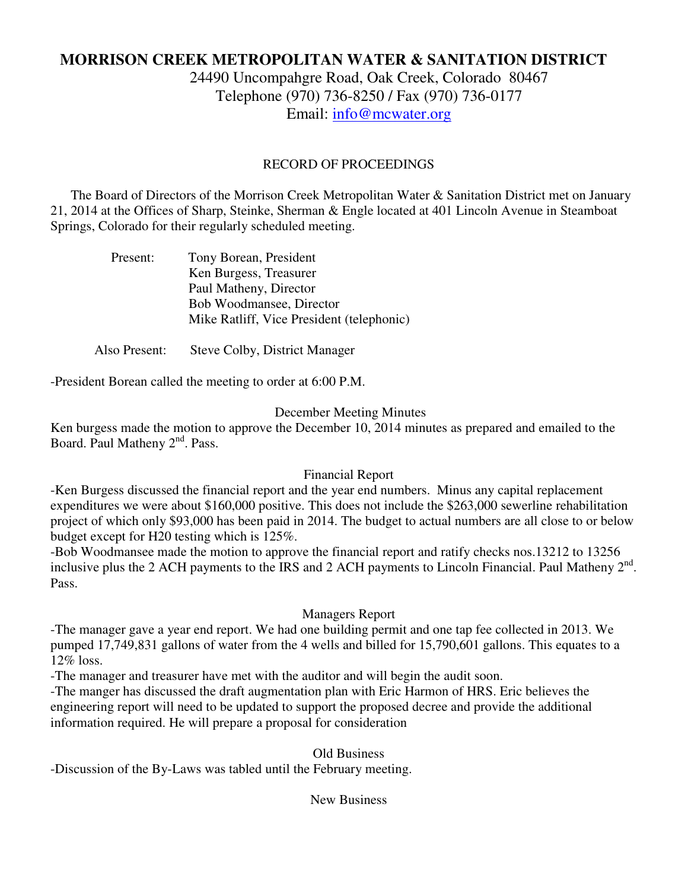# MORRISON CREEK METROPOLITAN WATER & SANITATION DISTRICT

24490 Uncompahgre Road, Oak Creek, Colorado 80467
Telephone (970) 736-8250 / Fax (970) 736-0177
Email: info@mcwater.org

## RECORD OF PROCEEDINGS

The Board of Directors of the Morrison Creek Metropolitan Water & Sanitation District met on January 21, 2014 at the Offices of Sharp, Steinke, Sherman & Engle located at 401 Lincoln Avenue in Steamboat Springs, Colorado for their regularly scheduled meeting.

Present: Tony Borean, President
Ken Burgess, Treasurer
Paul Matheny, Director
Bob Woodmansee, Director
Mike Ratliff, Vice President (telephonic)

Also Present: Steve Colby, District Manager

-President Borean called the meeting to order at 6:00 P.M.

### December Meeting Minutes

Ken burgess made the motion to approve the December 10, 2014 minutes as prepared and emailed to the Board. Paul Matheny 2nd. Pass.

### Financial Report

-Ken Burgess discussed the financial report and the year end numbers. Minus any capital replacement expenditures we were about $160,000 positive. This does not include the $263,000 sewerline rehabilitation project of which only $93,000 has been paid in 2014. The budget to actual numbers are all close to or below budget except for H20 testing which is 125%.

-Bob Woodmansee made the motion to approve the financial report and ratify checks nos.13212 to 13256 inclusive plus the 2 ACH payments to the IRS and 2 ACH payments to Lincoln Financial. Paul Matheny 2nd. Pass.

### Managers Report

-The manager gave a year end report. We had one building permit and one tap fee collected in 2013. We pumped 17,749,831 gallons of water from the 4 wells and billed for 15,790,601 gallons. This equates to a 12% loss.

-The manager and treasurer have met with the auditor and will begin the audit soon.

-The manger has discussed the draft augmentation plan with Eric Harmon of HRS. Eric believes the engineering report will need to be updated to support the proposed decree and provide the additional information required. He will prepare a proposal for consideration

### Old Business

-Discussion of the By-Laws was tabled until the February meeting.

### New Business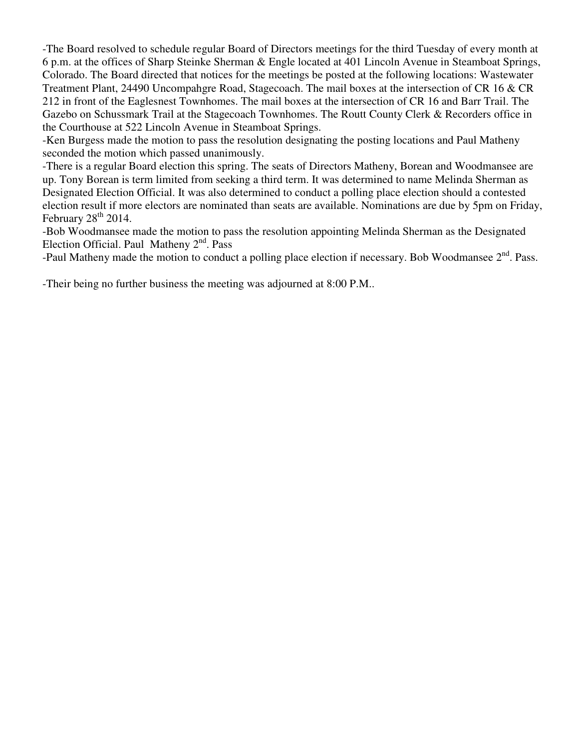-The Board resolved to schedule regular Board of Directors meetings for the third Tuesday of every month at 6 p.m. at the offices of Sharp Steinke Sherman & Engle located at 401 Lincoln Avenue in Steamboat Springs, Colorado. The Board directed that notices for the meetings be posted at the following locations: Wastewater Treatment Plant, 24490 Uncompahgre Road, Stagecoach. The mail boxes at the intersection of CR 16 & CR 212 in front of the Eaglesnest Townhomes. The mail boxes at the intersection of CR 16 and Barr Trail. The Gazebo on Schussmark Trail at the Stagecoach Townhomes. The Routt County Clerk & Recorders office in the Courthouse at 522 Lincoln Avenue in Steamboat Springs.

-Ken Burgess made the motion to pass the resolution designating the posting locations and Paul Matheny seconded the motion which passed unanimously.

-There is a regular Board election this spring. The seats of Directors Matheny, Borean and Woodmansee are up. Tony Borean is term limited from seeking a third term. It was determined to name Melinda Sherman as Designated Election Official. It was also determined to conduct a polling place election should a contested election result if more electors are nominated than seats are available. Nominations are due by 5pm on Friday, February 28th 2014.

-Bob Woodmansee made the motion to pass the resolution appointing Melinda Sherman as the Designated Election Official. Paul Matheny 2nd. Pass

-Paul Matheny made the motion to conduct a polling place election if necessary. Bob Woodmansee 2nd. Pass.

-Their being no further business the meeting was adjourned at 8:00 P.M..